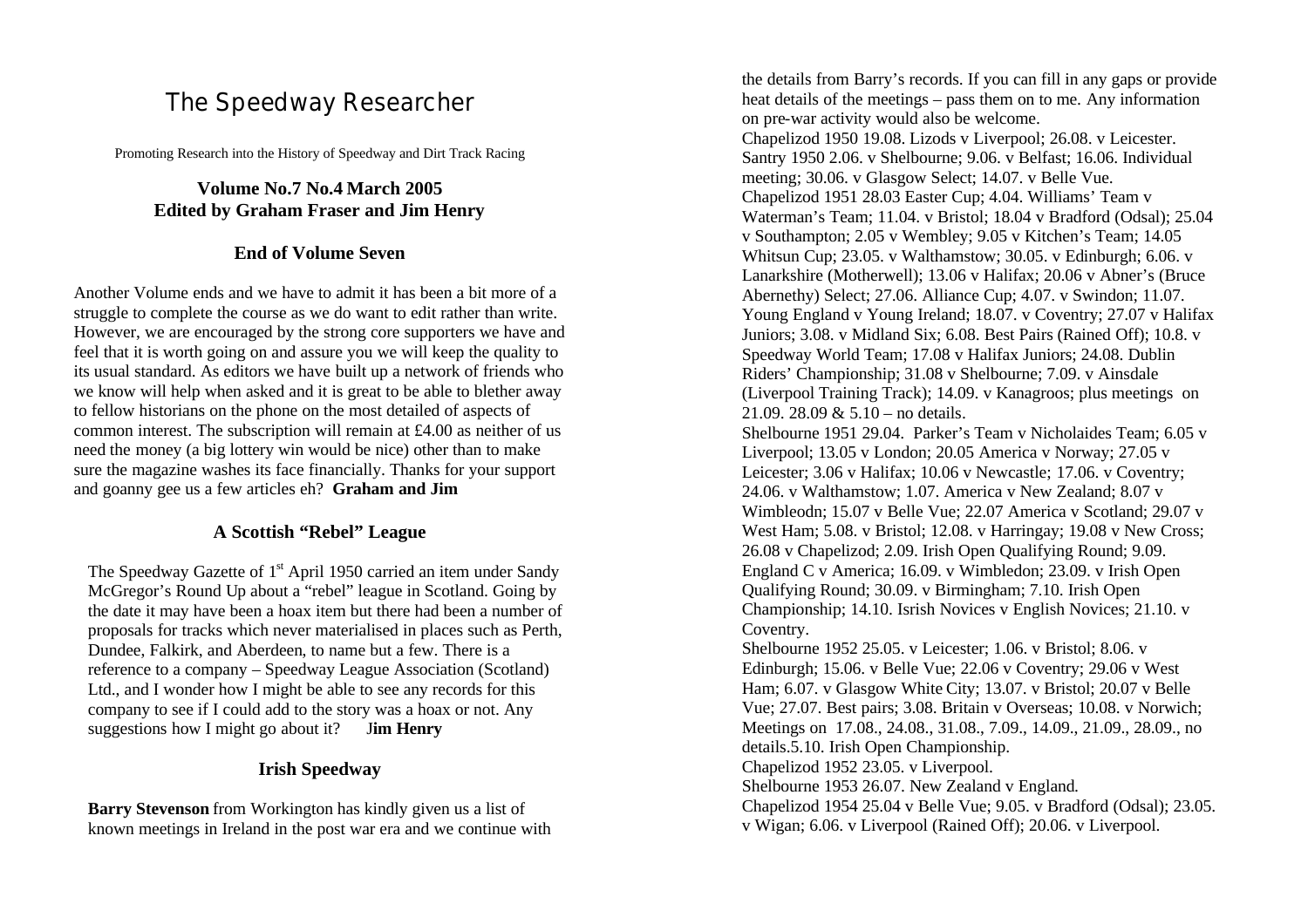# The Speedway Researcher

Promoting Research into the History of Speedway and Dirt Track Racing

**Volume No.7 No.4 March 2005**
**Edited by Graham Fraser and Jim Henry**

## End of Volume Seven

Another Volume ends and we have to admit it has been a bit more of a struggle to complete the course as we do want to edit rather than write. However, we are encouraged by the strong core supporters we have and feel that it is worth going on and assure you we will keep the quality to its usual standard. As editors we have built up a network of friends who we know will help when asked and it is great to be able to blether away to fellow historians on the phone on the most detailed of aspects of common interest. The subscription will remain at £4.00 as neither of us need the money (a big lottery win would be nice) other than to make sure the magazine washes its face financially. Thanks for your support and goanny gee us a few articles eh? **Graham and Jim**

## A Scottish "Rebel" League

The Speedway Gazette of 1st April 1950 carried an item under Sandy McGregor's Round Up about a "rebel" league in Scotland. Going by the date it may have been a hoax item but there had been a number of proposals for tracks which never materialised in places such as Perth, Dundee, Falkirk, and Aberdeen, to name but a few. There is a reference to a company – Speedway League Association (Scotland) Ltd., and I wonder how I might be able to see any records for this company to see if I could add to the story was a hoax or not. Any suggestions how I might go about it? **Jim Henry**

## Irish Speedway

**Barry Stevenson** from Workington has kindly given us a list of known meetings in Ireland in the post war era and we continue with the details from Barry's records. If you can fill in any gaps or provide heat details of the meetings – pass them on to me. Any information on pre-war activity would also be welcome.

Chapelizod 1950 19.08. Lizods v Liverpool; 26.08. v Leicester.

Santry 1950 2.06. v Shelbourne; 9.06. v Belfast; 16.06. Individual meeting; 30.06. v Glasgow Select; 14.07. v Belle Vue.

Chapelizod 1951 28.03 Easter Cup; 4.04. Williams' Team v Waterman's Team; 11.04. v Bristol; 18.04 v Bradford (Odsal); 25.04 v Southampton; 2.05 v Wembley; 9.05 v Kitchen's Team; 14.05 Whitsun Cup; 23.05. v Walthamstow; 30.05. v Edinburgh; 6.06. v Lanarkshire (Motherwell); 13.06 v Halifax; 20.06 v Abner's (Bruce Abernethy) Select; 27.06. Alliance Cup; 4.07. v Swindon; 11.07. Young England v Young Ireland; 18.07. v Coventry; 27.07 v Halifax Juniors; 3.08. v Midland Six; 6.08. Best Pairs (Rained Off); 10.8. v Speedway World Team; 17.08 v Halifax Juniors; 24.08. Dublin Riders' Championship; 31.08 v Shelbourne; 7.09. v Ainsdale (Liverpool Training Track); 14.09. v Kanagroos; plus meetings on 21.09. 28.09 & 5.10 – no details.

Shelbourne 1951 29.04. Parker's Team v Nicholaides Team; 6.05 v Liverpool; 13.05 v London; 20.05 America v Norway; 27.05 v Leicester; 3.06 v Halifax; 10.06 v Newcastle; 17.06. v Coventry; 24.06. v Walthamstow; 1.07. America v New Zealand; 8.07 v Wimbleodn; 15.07 v Belle Vue; 22.07 America v Scotland; 29.07 v West Ham; 5.08. v Bristol; 12.08. v Harringay; 19.08 v New Cross; 26.08 v Chapelizod; 2.09. Irish Open Qualifying Round; 9.09. England C v America; 16.09. v Wimbledon; 23.09. v Irish Open Qualifying Round; 30.09. v Birmingham; 7.10. Irish Open Championship; 14.10. Isrish Novices v English Novices; 21.10. v Coventry.

Shelbourne 1952 25.05. v Leicester; 1.06. v Bristol; 8.06. v Edinburgh; 15.06. v Belle Vue; 22.06 v Coventry; 29.06 v West Ham; 6.07. v Glasgow White City; 13.07. v Bristol; 20.07 v Belle Vue; 27.07. Best pairs; 3.08. Britain v Overseas; 10.08. v Norwich; Meetings on 17.08., 24.08., 31.08., 7.09., 14.09., 21.09., 28.09., no details.5.10. Irish Open Championship.

Chapelizod 1952 23.05. v Liverpool.

Shelbourne 1953 26.07. New Zealand v England.

Chapelizod 1954 25.04 v Belle Vue; 9.05. v Bradford (Odsal); 23.05. v Wigan; 6.06. v Liverpool (Rained Off); 20.06. v Liverpool.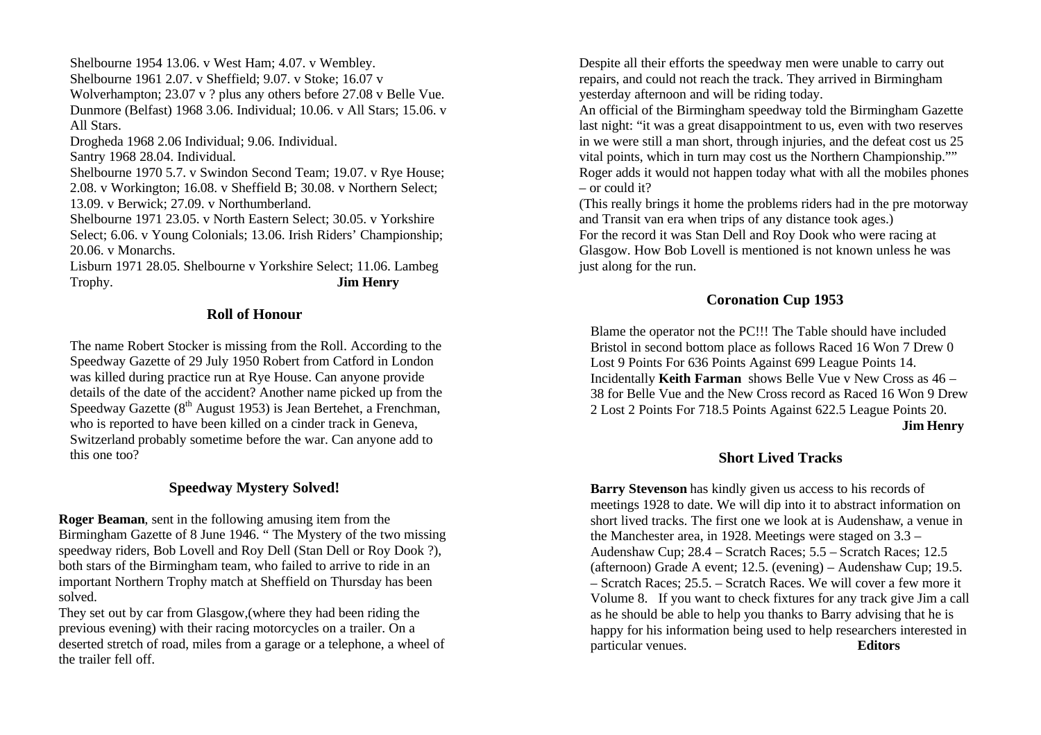Shelbourne 1954 13.06. v West Ham; 4.07. v Wembley.
Shelbourne 1961 2.07. v Sheffield; 9.07. v Stoke; 16.07 v Wolverhampton; 23.07 v ? plus any others before 27.08 v Belle Vue.
Dunmore (Belfast) 1968 3.06. Individual; 10.06. v All Stars; 15.06. v All Stars.
Drogheda 1968 2.06 Individual; 9.06. Individual.
Santry 1968 28.04. Individual.
Shelbourne 1970 5.7. v Swindon Second Team; 19.07. v Rye House; 2.08. v Workington; 16.08. v Sheffield B; 30.08. v Northern Select; 13.09. v Berwick; 27.09. v Northumberland.
Shelbourne 1971 23.05. v North Eastern Select; 30.05. v Yorkshire Select; 6.06. v Young Colonials; 13.06. Irish Riders' Championship; 20.06. v Monarchs.
Lisburn 1971 28.05. Shelbourne v Yorkshire Select; 11.06. Lambeg Trophy. **Jim Henry**

## Roll of Honour

The name Robert Stocker is missing from the Roll. According to the Speedway Gazette of 29 July 1950 Robert from Catford in London was killed during practice run at Rye House. Can anyone provide details of the date of the accident? Another name picked up from the Speedway Gazette (8th August 1953) is Jean Bertehet, a Frenchman, who is reported to have been killed on a cinder track in Geneva, Switzerland probably sometime before the war. Can anyone add to this one too?

## Speedway Mystery Solved!

**Roger Beaman**, sent in the following amusing item from the Birmingham Gazette of 8 June 1946. " The Mystery of the two missing speedway riders, Bob Lovell and Roy Dell (Stan Dell or Roy Dook ?), both stars of the Birmingham team, who failed to arrive to ride in an important Northern Trophy match at Sheffield on Thursday has been solved.

They set out by car from Glasgow,(where they had been riding the previous evening) with their racing motorcycles on a trailer. On a deserted stretch of road, miles from a garage or a telephone, a wheel of the trailer fell off.

Despite all their efforts the speedway men were unable to carry out repairs, and could not reach the track. They arrived in Birmingham yesterday afternoon and will be riding today.

An official of the Birmingham speedway told the Birmingham Gazette last night: "it was a great disappointment to us, even with two reserves in we were still a man short, through injuries, and the defeat cost us 25 vital points, which in turn may cost us the Northern Championship.""

Roger adds it would not happen today what with all the mobiles phones – or could it?

(This really brings it home the problems riders had in the pre motorway and Transit van era when trips of any distance took ages.)

For the record it was Stan Dell and Roy Dook who were racing at Glasgow. How Bob Lovell is mentioned is not known unless he was just along for the run.

## Coronation Cup 1953

Blame the operator not the PC!!! The Table should have included Bristol in second bottom place as follows Raced 16 Won 7 Drew 0 Lost 9 Points For 636 Points Against 699 League Points 14. Incidentally **Keith Farman** shows Belle Vue v New Cross as 46 – 38 for Belle Vue and the New Cross record as Raced 16 Won 9 Drew 2 Lost 2 Points For 718.5 Points Against 622.5 League Points 20.
**Jim Henry**

## Short Lived Tracks

**Barry Stevenson** has kindly given us access to his records of meetings 1928 to date. We will dip into it to abstract information on short lived tracks. The first one we look at is Audenshaw, a venue in the Manchester area, in 1928. Meetings were staged on 3.3 – Audenshaw Cup; 28.4 – Scratch Races; 5.5 – Scratch Races; 12.5 (afternoon) Grade A event; 12.5. (evening) – Audenshaw Cup; 19.5. – Scratch Races; 25.5. – Scratch Races. We will cover a few more it Volume 8. If you want to check fixtures for any track give Jim a call as he should be able to help you thanks to Barry advising that he is happy for his information being used to help researchers interested in particular venues. **Editors**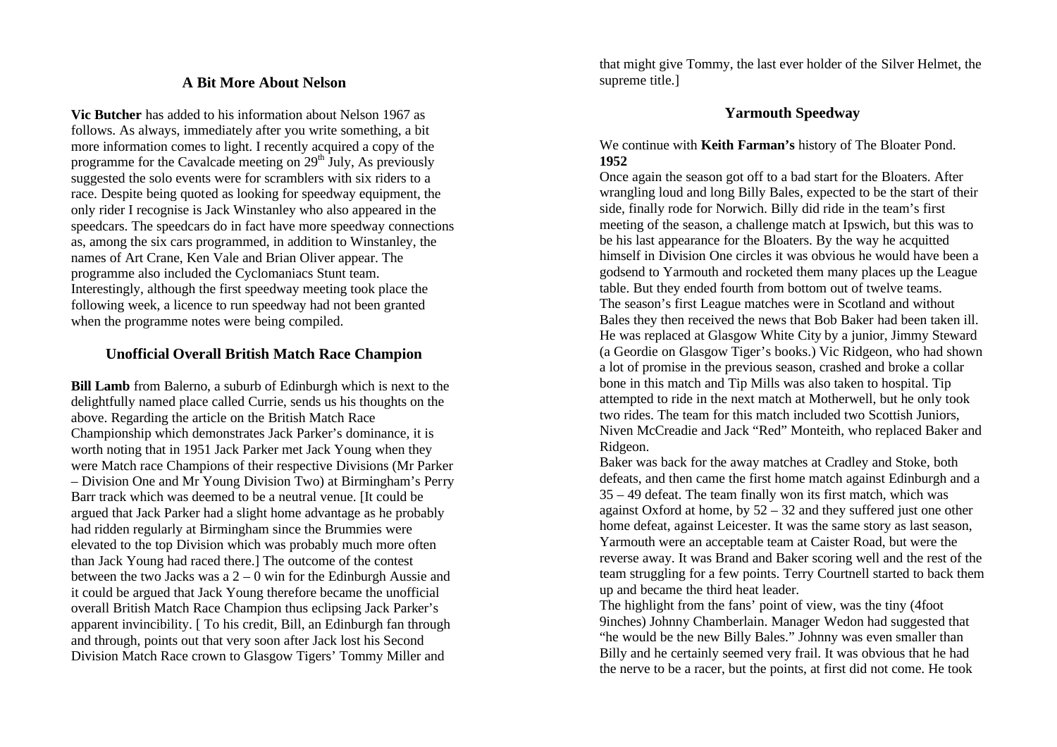## A Bit More About Nelson

**Vic Butcher** has added to his information about Nelson 1967 as follows. As always, immediately after you write something, a bit more information comes to light. I recently acquired a copy of the programme for the Cavalcade meeting on 29th July, As previously suggested the solo events were for scramblers with six riders to a race. Despite being quoted as looking for speedway equipment, the only rider I recognise is Jack Winstanley who also appeared in the speedcars. The speedcars do in fact have more speedway connections as, among the six cars programmed, in addition to Winstanley, the names of Art Crane, Ken Vale and Brian Oliver appear. The programme also included the Cyclomaniacs Stunt team. Interestingly, although the first speedway meeting took place the following week, a licence to run speedway had not been granted when the programme notes were being compiled.

## Unofficial Overall British Match Race Champion

**Bill Lamb** from Balerno, a suburb of Edinburgh which is next to the delightfully named place called Currie, sends us his thoughts on the above. Regarding the article on the British Match Race Championship which demonstrates Jack Parker's dominance, it is worth noting that in 1951 Jack Parker met Jack Young when they were Match race Champions of their respective Divisions (Mr Parker – Division One and Mr Young Division Two) at Birmingham's Perry Barr track which was deemed to be a neutral venue. [It could be argued that Jack Parker had a slight home advantage as he probably had ridden regularly at Birmingham since the Brummies were elevated to the top Division which was probably much more often than Jack Young had raced there.] The outcome of the contest between the two Jacks was a 2 – 0 win for the Edinburgh Aussie and it could be argued that Jack Young therefore became the unofficial overall British Match Race Champion thus eclipsing Jack Parker's apparent invincibility. [ To his credit, Bill, an Edinburgh fan through and through, points out that very soon after Jack lost his Second Division Match Race crown to Glasgow Tigers' Tommy Miller and that might give Tommy, the last ever holder of the Silver Helmet, the supreme title.]

## Yarmouth Speedway

We continue with **Keith Farman's** history of The Bloater Pond.

**1952**

Once again the season got off to a bad start for the Bloaters. After wrangling loud and long Billy Bales, expected to be the start of their side, finally rode for Norwich. Billy did ride in the team's first meeting of the season, a challenge match at Ipswich, but this was to be his last appearance for the Bloaters. By the way he acquitted himself in Division One circles it was obvious he would have been a godsend to Yarmouth and rocketed them many places up the League table. But they ended fourth from bottom out of twelve teams.

The season's first League matches were in Scotland and without Bales they then received the news that Bob Baker had been taken ill. He was replaced at Glasgow White City by a junior, Jimmy Steward (a Geordie on Glasgow Tiger's books.) Vic Ridgeon, who had shown a lot of promise in the previous season, crashed and broke a collar bone in this match and Tip Mills was also taken to hospital. Tip attempted to ride in the next match at Motherwell, but he only took two rides. The team for this match included two Scottish Juniors, Niven McCreadie and Jack "Red" Monteith, who replaced Baker and Ridgeon.

Baker was back for the away matches at Cradley and Stoke, both defeats, and then came the first home match against Edinburgh and a 35 – 49 defeat. The team finally won its first match, which was against Oxford at home, by 52 – 32 and they suffered just one other home defeat, against Leicester. It was the same story as last season, Yarmouth were an acceptable team at Caister Road, but were the reverse away. It was Brand and Baker scoring well and the rest of the team struggling for a few points. Terry Courtnell started to back them up and became the third heat leader.

The highlight from the fans' point of view, was the tiny (4foot 9inches) Johnny Chamberlain. Manager Wedon had suggested that "he would be the new Billy Bales." Johnny was even smaller than Billy and he certainly seemed very frail. It was obvious that he had the nerve to be a racer, but the points, at first did not come. He took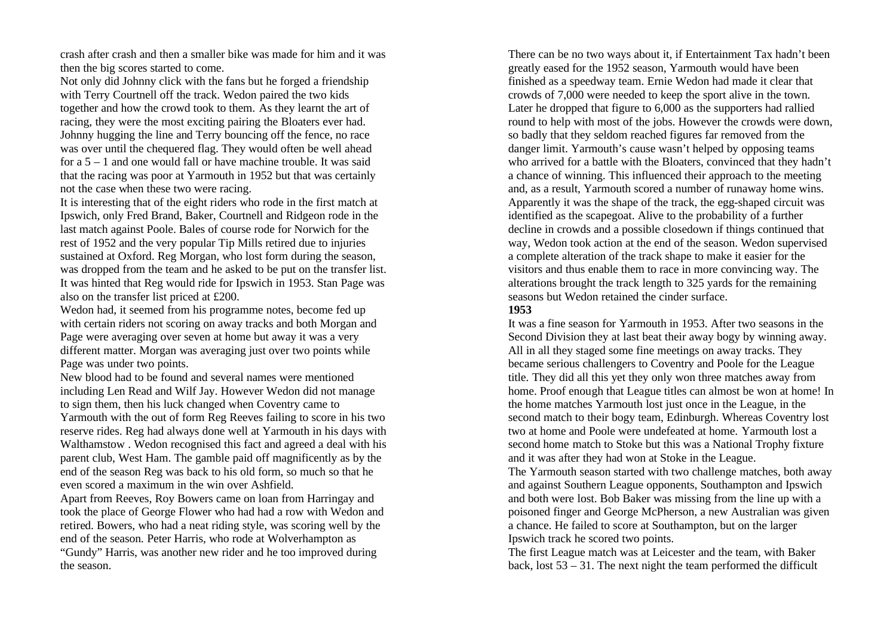crash after crash and then a smaller bike was made for him and it was then the big scores started to come.

Not only did Johnny click with the fans but he forged a friendship with Terry Courtnell off the track. Wedon paired the two kids together and how the crowd took to them. As they learnt the art of racing, they were the most exciting pairing the Bloaters ever had. Johnny hugging the line and Terry bouncing off the fence, no race was over until the chequered flag. They would often be well ahead for a 5 – 1 and one would fall or have machine trouble. It was said that the racing was poor at Yarmouth in 1952 but that was certainly not the case when these two were racing.

It is interesting that of the eight riders who rode in the first match at Ipswich, only Fred Brand, Baker, Courtnell and Ridgeon rode in the last match against Poole. Bales of course rode for Norwich for the rest of 1952 and the very popular Tip Mills retired due to injuries sustained at Oxford. Reg Morgan, who lost form during the season, was dropped from the team and he asked to be put on the transfer list. It was hinted that Reg would ride for Ipswich in 1953. Stan Page was also on the transfer list priced at £200.

Wedon had, it seemed from his programme notes, become fed up with certain riders not scoring on away tracks and both Morgan and Page were averaging over seven at home but away it was a very different matter. Morgan was averaging just over two points while Page was under two points.

New blood had to be found and several names were mentioned including Len Read and Wilf Jay. However Wedon did not manage to sign them, then his luck changed when Coventry came to Yarmouth with the out of form Reg Reeves failing to score in his two reserve rides. Reg had always done well at Yarmouth in his days with Walthamstow . Wedon recognised this fact and agreed a deal with his parent club, West Ham. The gamble paid off magnificently as by the end of the season Reg was back to his old form, so much so that he even scored a maximum in the win over Ashfield.

Apart from Reeves, Roy Bowers came on loan from Harringay and took the place of George Flower who had had a row with Wedon and retired. Bowers, who had a neat riding style, was scoring well by the end of the season. Peter Harris, who rode at Wolverhampton as "Gundy" Harris, was another new rider and he too improved during the season.

There can be no two ways about it, if Entertainment Tax hadn't been greatly eased for the 1952 season, Yarmouth would have been finished as a speedway team. Ernie Wedon had made it clear that crowds of 7,000 were needed to keep the sport alive in the town. Later he dropped that figure to 6,000 as the supporters had rallied round to help with most of the jobs. However the crowds were down, so badly that they seldom reached figures far removed from the danger limit. Yarmouth's cause wasn't helped by opposing teams who arrived for a battle with the Bloaters, convinced that they hadn't a chance of winning. This influenced their approach to the meeting and, as a result, Yarmouth scored a number of runaway home wins. Apparently it was the shape of the track, the egg-shaped circuit was identified as the scapegoat. Alive to the probability of a further decline in crowds and a possible closedown if things continued that way, Wedon took action at the end of the season. Wedon supervised a complete alteration of the track shape to make it easier for the visitors and thus enable them to race in more convincing way. The alterations brought the track length to 325 yards for the remaining seasons but Wedon retained the cinder surface.

**1953**

It was a fine season for Yarmouth in 1953. After two seasons in the Second Division they at last beat their away bogy by winning away. All in all they staged some fine meetings on away tracks. They became serious challengers to Coventry and Poole for the League title. They did all this yet they only won three matches away from home. Proof enough that League titles can almost be won at home! In the home matches Yarmouth lost just once in the League, in the second match to their bogy team, Edinburgh. Whereas Coventry lost two at home and Poole were undefeated at home. Yarmouth lost a second home match to Stoke but this was a National Trophy fixture and it was after they had won at Stoke in the League.

The Yarmouth season started with two challenge matches, both away and against Southern League opponents, Southampton and Ipswich and both were lost. Bob Baker was missing from the line up with a poisoned finger and George McPherson, a new Australian was given a chance. He failed to score at Southampton, but on the larger Ipswich track he scored two points.

The first League match was at Leicester and the team, with Baker back, lost 53 – 31. The next night the team performed the difficult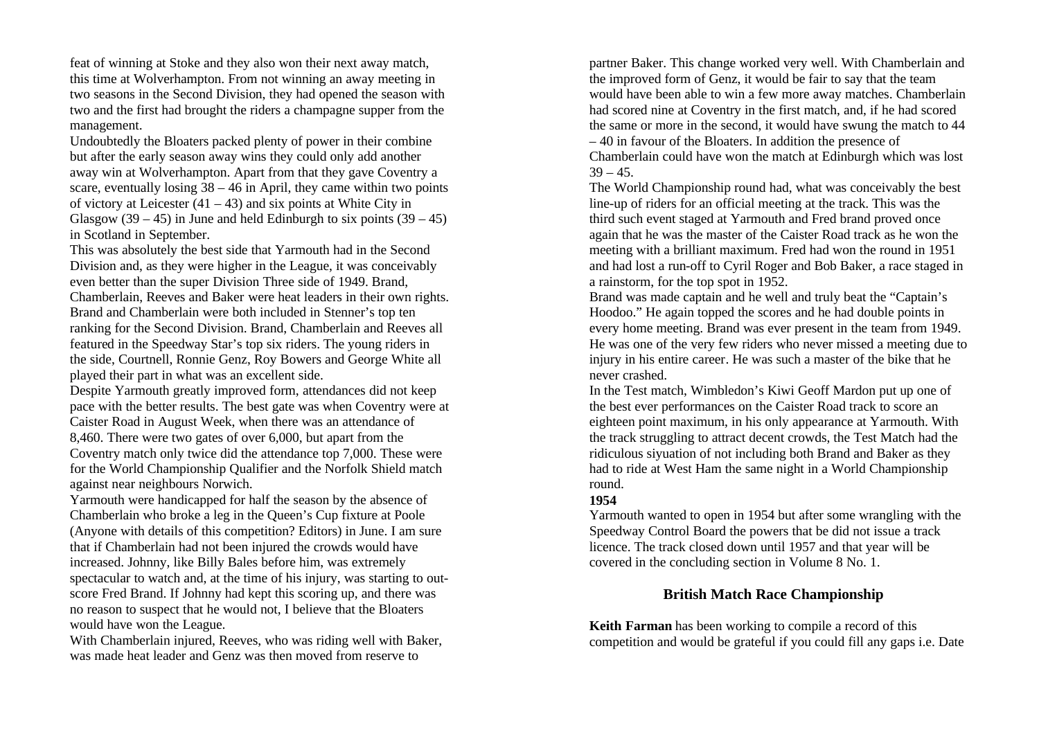feat of winning at Stoke and they also won their next away match, this time at Wolverhampton. From not winning an away meeting in two seasons in the Second Division, they had opened the season with two and the first had brought the riders a champagne supper from the management.

Undoubtedly the Bloaters packed plenty of power in their combine but after the early season away wins they could only add another away win at Wolverhampton. Apart from that they gave Coventry a scare, eventually losing 38 – 46 in April, they came within two points of victory at Leicester (41 – 43) and six points at White City in Glasgow (39 – 45) in June and held Edinburgh to six points (39 – 45) in Scotland in September.

This was absolutely the best side that Yarmouth had in the Second Division and, as they were higher in the League, it was conceivably even better than the super Division Three side of 1949. Brand, Chamberlain, Reeves and Baker were heat leaders in their own rights. Brand and Chamberlain were both included in Stenner's top ten ranking for the Second Division. Brand, Chamberlain and Reeves all featured in the Speedway Star's top six riders. The young riders in the side, Courtnell, Ronnie Genz, Roy Bowers and George White all played their part in what was an excellent side.

Despite Yarmouth greatly improved form, attendances did not keep pace with the better results. The best gate was when Coventry were at Caister Road in August Week, when there was an attendance of 8,460. There were two gates of over 6,000, but apart from the Coventry match only twice did the attendance top 7,000. These were for the World Championship Qualifier and the Norfolk Shield match against near neighbours Norwich.

Yarmouth were handicapped for half the season by the absence of Chamberlain who broke a leg in the Queen's Cup fixture at Poole (Anyone with details of this competition? Editors) in June. I am sure that if Chamberlain had not been injured the crowds would have increased. Johnny, like Billy Bales before him, was extremely spectacular to watch and, at the time of his injury, was starting to out-score Fred Brand. If Johnny had kept this scoring up, and there was no reason to suspect that he would not, I believe that the Bloaters would have won the League.

With Chamberlain injured, Reeves, who was riding well with Baker, was made heat leader and Genz was then moved from reserve to partner Baker. This change worked very well. With Chamberlain and the improved form of Genz, it would be fair to say that the team would have been able to win a few more away matches. Chamberlain had scored nine at Coventry in the first match, and, if he had scored the same or more in the second, it would have swung the match to 44 – 40 in favour of the Bloaters. In addition the presence of Chamberlain could have won the match at Edinburgh which was lost 39 – 45.

The World Championship round had, what was conceivably the best line-up of riders for an official meeting at the track. This was the third such event staged at Yarmouth and Fred brand proved once again that he was the master of the Caister Road track as he won the meeting with a brilliant maximum. Fred had won the round in 1951 and had lost a run-off to Cyril Roger and Bob Baker, a race staged in a rainstorm, for the top spot in 1952.

Brand was made captain and he well and truly beat the "Captain's Hoodoo." He again topped the scores and he had double points in every home meeting. Brand was ever present in the team from 1949. He was one of the very few riders who never missed a meeting due to injury in his entire career. He was such a master of the bike that he never crashed.

In the Test match, Wimbledon's Kiwi Geoff Mardon put up one of the best ever performances on the Caister Road track to score an eighteen point maximum, in his only appearance at Yarmouth. With the track struggling to attract decent crowds, the Test Match had the ridiculous siyuation of not including both Brand and Baker as they had to ride at West Ham the same night in a World Championship round.

**1954**

Yarmouth wanted to open in 1954 but after some wrangling with the Speedway Control Board the powers that be did not issue a track licence. The track closed down until 1957 and that year will be covered in the concluding section in Volume 8 No. 1.

## British Match Race Championship

**Keith Farman** has been working to compile a record of this competition and would be grateful if you could fill any gaps i.e. Date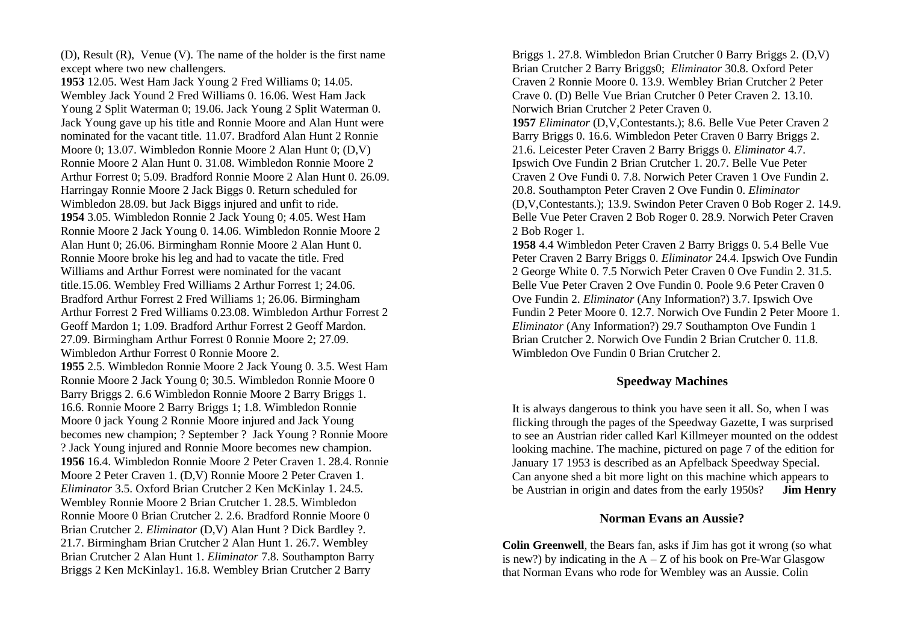(D), Result (R), Venue (V). The name of the holder is the first name except where two new challengers.

**1953** 12.05. West Ham Jack Young 2 Fred Williams 0; 14.05. Wembley Jack Yound 2 Fred Williams 0. 16.06. West Ham Jack Young 2 Split Waterman 0; 19.06. Jack Young 2 Split Waterman 0. Jack Young gave up his title and Ronnie Moore and Alan Hunt were nominated for the vacant title. 11.07. Bradford Alan Hunt 2 Ronnie Moore 0; 13.07. Wimbledon Ronnie Moore 2 Alan Hunt 0; (D,V) Ronnie Moore 2 Alan Hunt 0. 31.08. Wimbledon Ronnie Moore 2 Arthur Forrest 0; 5.09. Bradford Ronnie Moore 2 Alan Hunt 0. 26.09. Harringay Ronnie Moore 2 Jack Biggs 0. Return scheduled for Wimbledon 28.09. but Jack Biggs injured and unfit to ride.

**1954** 3.05. Wimbledon Ronnie 2 Jack Young 0; 4.05. West Ham Ronnie Moore 2 Jack Young 0. 14.06. Wimbledon Ronnie Moore 2 Alan Hunt 0; 26.06. Birmingham Ronnie Moore 2 Alan Hunt 0. Ronnie Moore broke his leg and had to vacate the title. Fred Williams and Arthur Forrest were nominated for the vacant title.15.06. Wembley Fred Williams 2 Arthur Forrest 1; 24.06. Bradford Arthur Forrest 2 Fred Williams 1; 26.06. Birmingham Arthur Forrest 2 Fred Williams 0.23.08. Wimbledon Arthur Forrest 2 Geoff Mardon 1; 1.09. Bradford Arthur Forrest 2 Geoff Mardon. 27.09. Birmingham Arthur Forrest 0 Ronnie Moore 2; 27.09. Wimbledon Arthur Forrest 0 Ronnie Moore 2.

**1955** 2.5. Wimbledon Ronnie Moore 2 Jack Young 0. 3.5. West Ham Ronnie Moore 2 Jack Young 0; 30.5. Wimbledon Ronnie Moore 0 Barry Briggs 2. 6.6 Wimbledon Ronnie Moore 2 Barry Briggs 1. 16.6. Ronnie Moore 2 Barry Briggs 1; 1.8. Wimbledon Ronnie Moore 0 jack Young 2 Ronnie Moore injured and Jack Young becomes new champion; ? September ? Jack Young ? Ronnie Moore ? Jack Young injured and Ronnie Moore becomes new champion.

**1956** 16.4. Wimbledon Ronnie Moore 2 Peter Craven 1. 28.4. Ronnie Moore 2 Peter Craven 1. (D,V) Ronnie Moore 2 Peter Craven 1. *Eliminator* 3.5. Oxford Brian Crutcher 2 Ken McKinlay 1. 24.5. Wembley Ronnie Moore 2 Brian Crutcher 1. 28.5. Wimbledon Ronnie Moore 0 Brian Crutcher 2. 2.6. Bradford Ronnie Moore 0 Brian Crutcher 2. *Eliminator* (D,V) Alan Hunt ? Dick Bardley ?. 21.7. Birmingham Brian Crutcher 2 Alan Hunt 1. 26.7. Wembley Brian Crutcher 2 Alan Hunt 1. *Eliminator* 7.8. Southampton Barry Briggs 2 Ken McKinlay1. 16.8. Wembley Brian Crutcher 2 Barry Briggs 1. 27.8. Wimbledon Brian Crutcher 0 Barry Briggs 2. (D,V) Brian Crutcher 2 Barry Briggs0; *Eliminator* 30.8. Oxford Peter Craven 2 Ronnie Moore 0. 13.9. Wembley Brian Crutcher 2 Peter Crave 0. (D) Belle Vue Brian Crutcher 0 Peter Craven 2. 13.10. Norwich Brian Crutcher 2 Peter Craven 0.

**1957** *Eliminator* (D,V,Contestants.); 8.6. Belle Vue Peter Craven 2 Barry Briggs 0. 16.6. Wimbledon Peter Craven 0 Barry Briggs 2. 21.6. Leicester Peter Craven 2 Barry Briggs 0. *Eliminator* 4.7. Ipswich Ove Fundin 2 Brian Crutcher 1. 20.7. Belle Vue Peter Craven 2 Ove Fundi 0. 7.8. Norwich Peter Craven 1 Ove Fundin 2. 20.8. Southampton Peter Craven 2 Ove Fundin 0. *Eliminator* (D,V,Contestants.); 13.9. Swindon Peter Craven 0 Bob Roger 2. 14.9. Belle Vue Peter Craven 2 Bob Roger 0. 28.9. Norwich Peter Craven 2 Bob Roger 1.

**1958** 4.4 Wimbledon Peter Craven 2 Barry Briggs 0. 5.4 Belle Vue Peter Craven 2 Barry Briggs 0. *Eliminator* 24.4. Ipswich Ove Fundin 2 George White 0. 7.5 Norwich Peter Craven 0 Ove Fundin 2. 31.5. Belle Vue Peter Craven 2 Ove Fundin 0. Poole 9.6 Peter Craven 0 Ove Fundin 2. *Eliminator* (Any Information?) 3.7. Ipswich Ove Fundin 2 Peter Moore 0. 12.7. Norwich Ove Fundin 2 Peter Moore 1. *Eliminator* (Any Information?) 29.7 Southampton Ove Fundin 1 Brian Crutcher 2. Norwich Ove Fundin 2 Brian Crutcher 0. 11.8. Wimbledon Ove Fundin 0 Brian Crutcher 2.

## Speedway Machines

It is always dangerous to think you have seen it all. So, when I was flicking through the pages of the Speedway Gazette, I was surprised to see an Austrian rider called Karl Killmeyer mounted on the oddest looking machine. The machine, pictured on page 7 of the edition for January 17 1953 is described as an Apfelback Speedway Special. Can anyone shed a bit more light on this machine which appears to be Austrian in origin and dates from the early 1950s? **Jim Henry**

## Norman Evans an Aussie?

**Colin Greenwell**, the Bears fan, asks if Jim has got it wrong (so what is new?) by indicating in the A – Z of his book on Pre-War Glasgow that Norman Evans who rode for Wembley was an Aussie. Colin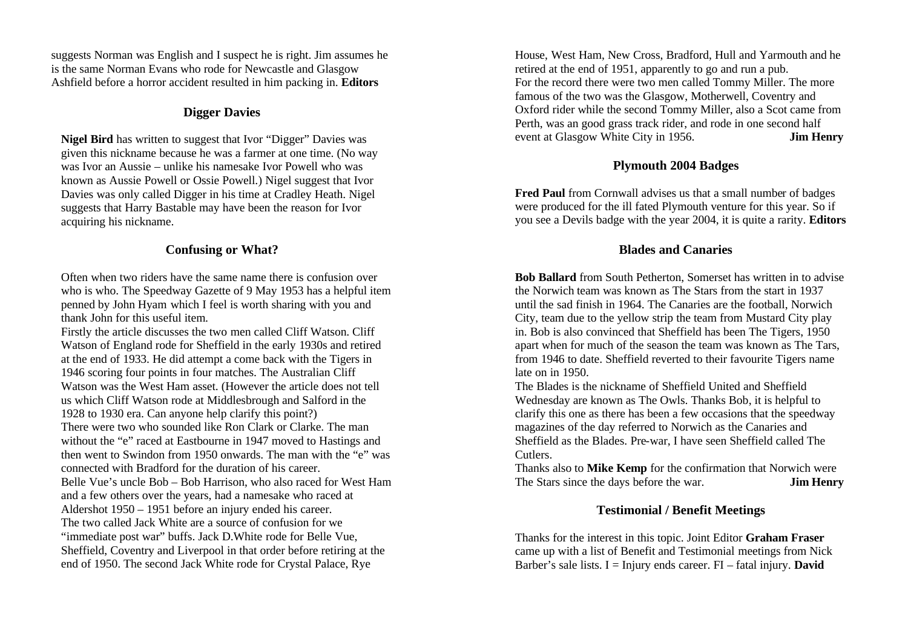suggests Norman was English and I suspect he is right. Jim assumes he is the same Norman Evans who rode for Newcastle and Glasgow Ashfield before a horror accident resulted in him packing in. **Editors**

## Digger Davies

**Nigel Bird** has written to suggest that Ivor "Digger" Davies was given this nickname because he was a farmer at one time. (No way was Ivor an Aussie – unlike his namesake Ivor Powell who was known as Aussie Powell or Ossie Powell.) Nigel suggest that Ivor Davies was only called Digger in his time at Cradley Heath. Nigel suggests that Harry Bastable may have been the reason for Ivor acquiring his nickname.

## Confusing or What?

Often when two riders have the same name there is confusion over who is who. The Speedway Gazette of 9 May 1953 has a helpful item penned by John Hyam which I feel is worth sharing with you and thank John for this useful item.

Firstly the article discusses the two men called Cliff Watson. Cliff Watson of England rode for Sheffield in the early 1930s and retired at the end of 1933. He did attempt a come back with the Tigers in 1946 scoring four points in four matches. The Australian Cliff Watson was the West Ham asset. (However the article does not tell us which Cliff Watson rode at Middlesbrough and Salford in the 1928 to 1930 era. Can anyone help clarify this point?)

There were two who sounded like Ron Clark or Clarke. The man without the "e" raced at Eastbourne in 1947 moved to Hastings and then went to Swindon from 1950 onwards. The man with the "e" was connected with Bradford for the duration of his career.

Belle Vue's uncle Bob – Bob Harrison, who also raced for West Ham and a few others over the years, had a namesake who raced at Aldershot 1950 – 1951 before an injury ended his career.

The two called Jack White are a source of confusion for we "immediate post war" buffs. Jack D.White rode for Belle Vue, Sheffield, Coventry and Liverpool in that order before retiring at the end of 1950. The second Jack White rode for Crystal Palace, Rye House, West Ham, New Cross, Bradford, Hull and Yarmouth and he retired at the end of 1951, apparently to go and run a pub.

For the record there were two men called Tommy Miller. The more famous of the two was the Glasgow, Motherwell, Coventry and Oxford rider while the second Tommy Miller, also a Scot came from Perth, was an good grass track rider, and rode in one second half event at Glasgow White City in 1956. **Jim Henry**

## Plymouth 2004 Badges

**Fred Paul** from Cornwall advises us that a small number of badges were produced for the ill fated Plymouth venture for this year. So if you see a Devils badge with the year 2004, it is quite a rarity. **Editors**

## Blades and Canaries

**Bob Ballard** from South Petherton, Somerset has written in to advise the Norwich team was known as The Stars from the start in 1937 until the sad finish in 1964. The Canaries are the football, Norwich City, team due to the yellow strip the team from Mustard City play in. Bob is also convinced that Sheffield has been The Tigers, 1950 apart when for much of the season the team was known as The Tars, from 1946 to date. Sheffield reverted to their favourite Tigers name late on in 1950.

The Blades is the nickname of Sheffield United and Sheffield Wednesday are known as The Owls. Thanks Bob, it is helpful to clarify this one as there has been a few occasions that the speedway magazines of the day referred to Norwich as the Canaries and Sheffield as the Blades. Pre-war, I have seen Sheffield called The Cutlers.

Thanks also to **Mike Kemp** for the confirmation that Norwich were The Stars since the days before the war. **Jim Henry**

## Testimonial / Benefit Meetings

Thanks for the interest in this topic. Joint Editor **Graham Fraser** came up with a list of Benefit and Testimonial meetings from Nick Barber's sale lists. I = Injury ends career. FI – fatal injury. **David**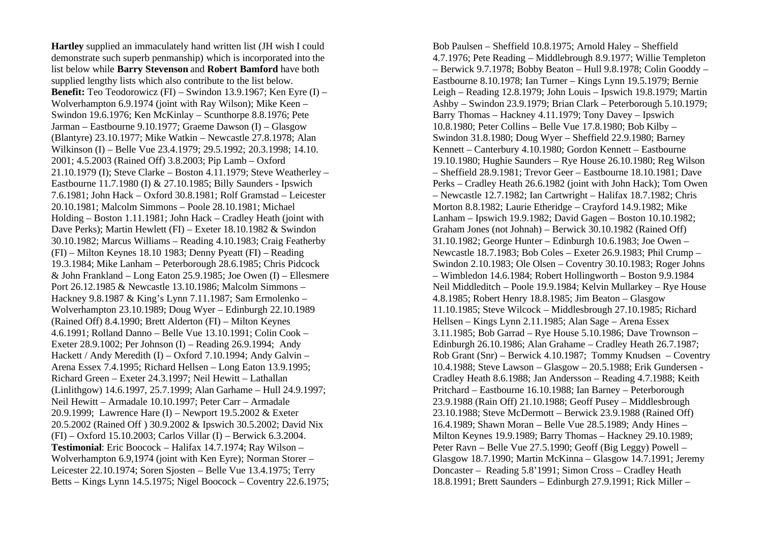**Hartley** supplied an immaculately hand written list (JH wish I could demonstrate such superb penmanship) which is incorporated into the list below while **Barry Stevenson** and **Robert Bamford** have both supplied lengthy lists which also contribute to the list below.

**Benefit:** Teo Teodorowicz (FI) – Swindon 13.9.1967; Ken Eyre (I) – Wolverhampton 6.9.1974 (joint with Ray Wilson); Mike Keen – Swindon 19.6.1976; Ken McKinlay – Scunthorpe 8.8.1976; Pete Jarman – Eastbourne 9.10.1977; Graeme Dawson (I) – Glasgow (Blantyre) 23.10.1977; Mike Watkin – Newcastle 27.8.1978; Alan Wilkinson (I) – Belle Vue 23.4.1979; 29.5.1992; 20.3.1998; 14.10. 2001; 4.5.2003 (Rained Off) 3.8.2003; Pip Lamb – Oxford 21.10.1979 (I); Steve Clarke – Boston 4.11.1979; Steve Weatherley – Eastbourne 11.7.1980 (I) & 27.10.1985; Billy Saunders - Ipswich 7.6.1981; John Hack – Oxford 30.8.1981; Rolf Gramstad – Leicester 20.10.1981; Malcolm Simmons – Poole 28.10.1981; Michael Holding – Boston 1.11.1981; John Hack – Cradley Heath (joint with Dave Perks); Martin Hewlett (FI) – Exeter 18.10.1982 & Swindon 30.10.1982; Marcus Williams – Reading 4.10.1983; Craig Featherby (FI) – Milton Keynes 18.10 1983; Denny Pyeatt (FI) – Reading 19.3.1984; Mike Lanham – Peterborough 28.6.1985; Chris Pidcock & John Frankland – Long Eaton 25.9.1985; Joe Owen (I) – Ellesmere Port 26.12.1985 & Newcastle 13.10.1986; Malcolm Simmons – Hackney 9.8.1987 & King's Lynn 7.11.1987; Sam Ermolenko – Wolverhampton 23.10.1989; Doug Wyer – Edinburgh 22.10.1989 (Rained Off) 8.4.1990; Brett Alderton (FI) – Milton Keynes 4.6.1991; Rolland Danno – Belle Vue 13.10.1991; Colin Cook – Exeter 28.9.1002; Per Johnson (I) – Reading 26.9.1994; Andy Hackett / Andy Meredith (I) – Oxford 7.10.1994; Andy Galvin – Arena Essex 7.4.1995; Richard Hellsen – Long Eaton 13.9.1995; Richard Green – Exeter 24.3.1997; Neil Hewitt – Lathallan (Linlithgow) 14.6.1997, 25.7.1999; Alan Garhame – Hull 24.9.1997; Neil Hewitt – Armadale 10.10.1997; Peter Carr – Armadale 20.9.1999; Lawrence Hare (I) – Newport 19.5.2002 & Exeter 20.5.2002 (Rained Off ) 30.9.2002 & Ipswich 30.5.2002; David Nix (FI) – Oxford 15.10.2003; Carlos Villar (I) – Berwick 6.3.2004.

**Testimonial**: Eric Boocock – Halifax 14.7.1974; Ray Wilson – Wolverhampton 6.9,1974 (joint with Ken Eyre); Norman Storer – Leicester 22.10.1974; Soren Sjosten – Belle Vue 13.4.1975; Terry Betts – Kings Lynn 14.5.1975; Nigel Boocock – Coventry 22.6.1975; Bob Paulsen – Sheffield 10.8.1975; Arnold Haley – Sheffield 4.7.1976; Pete Reading – Middlebrough 8.9.1977; Willie Templeton – Berwick 9.7.1978; Bobby Beaton – Hull 9.8.1978; Colin Gooddy – Eastbourne 8.10.1978; Ian Turner – Kings Lynn 19.5.1979; Bernie Leigh – Reading 12.8.1979; John Louis – Ipswich 19.8.1979; Martin Ashby – Swindon 23.9.1979; Brian Clark – Peterborough 5.10.1979; Barry Thomas – Hackney 4.11.1979; Tony Davey – Ipswich 10.8.1980; Peter Collins – Belle Vue 17.8.1980; Bob Kilby – Swindon 31.8.1980; Doug Wyer – Sheffield 22.9.1980; Barney Kennett – Canterbury 4.10.1980; Gordon Kennett – Eastbourne 19.10.1980; Hughie Saunders – Rye House 26.10.1980; Reg Wilson – Sheffield 28.9.1981; Trevor Geer – Eastbourne 18.10.1981; Dave Perks – Cradley Heath 26.6.1982 (joint with John Hack); Tom Owen – Newcastle 12.7.1982; Ian Cartwright – Halifax 18.7.1982; Chris Morton 8.8.1982; Laurie Etheridge – Crayford 14.9.1982; Mike Lanham – Ipswich 19.9.1982; David Gagen – Boston 10.10.1982; Graham Jones (not Johnah) – Berwick 30.10.1982 (Rained Off) 31.10.1982; George Hunter – Edinburgh 10.6.1983; Joe Owen – Newcastle 18.7.1983; Bob Coles – Exeter 26.9.1983; Phil Crump – Swindon 2.10.1983; Ole Olsen – Coventry 30.10.1983; Roger Johns – Wimbledon 14.6.1984; Robert Hollingworth – Boston 9.9.1984 Neil Middleditch – Poole 19.9.1984; Kelvin Mullarkey – Rye House 4.8.1985; Robert Henry 18.8.1985; Jim Beaton – Glasgow 11.10.1985; Steve Wilcock – Middlesbrough 27.10.1985; Richard Hellsen – Kings Lynn 2.11.1985; Alan Sage – Arena Essex 3.11.1985; Bob Garrad – Rye House 5.10.1986; Dave Trownson – Edinburgh 26.10.1986; Alan Grahame – Cradley Heath 26.7.1987; Rob Grant (Snr) – Berwick 4.10.1987; Tommy Knudsen – Coventry 10.4.1988; Steve Lawson – Glasgow – 20.5.1988; Erik Gundersen - Cradley Heath 8.6.1988; Jan Andersson – Reading 4.7.1988; Keith Pritchard – Eastbourne 16.10.1988; Ian Barney – Peterborough 23.9.1988 (Rain Off) 21.10.1988; Geoff Pusey – Middlesbrough 23.10.1988; Steve McDermott – Berwick 23.9.1988 (Rained Off) 16.4.1989; Shawn Moran – Belle Vue 28.5.1989; Andy Hines – Milton Keynes 19.9.1989; Barry Thomas – Hackney 29.10.1989; Peter Ravn – Belle Vue 27.5.1990; Geoff (Big Leggy) Powell – Glasgow 18.7.1990; Martin McKinna – Glasgow 14.7.1991; Jeremy Doncaster – Reading 5.8'1991; Simon Cross – Cradley Heath 18.8.1991; Brett Saunders – Edinburgh 27.9.1991; Rick Miller –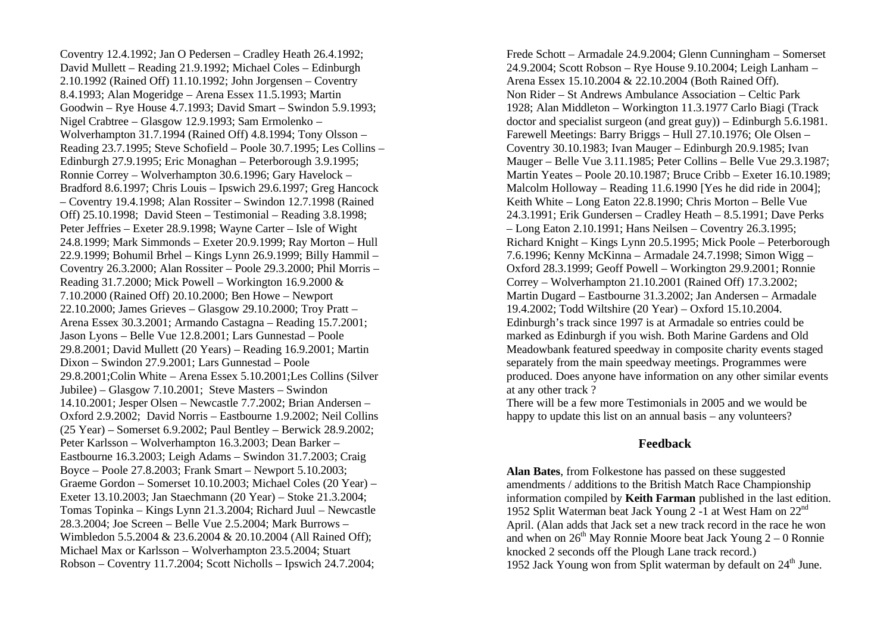Coventry 12.4.1992; Jan O Pedersen – Cradley Heath 26.4.1992; David Mullett – Reading 21.9.1992; Michael Coles – Edinburgh 2.10.1992 (Rained Off) 11.10.1992; John Jorgensen – Coventry 8.4.1993; Alan Mogeridge – Arena Essex 11.5.1993; Martin Goodwin – Rye House 4.7.1993; David Smart – Swindon 5.9.1993; Nigel Crabtree – Glasgow 12.9.1993; Sam Ermolenko – Wolverhampton 31.7.1994 (Rained Off) 4.8.1994; Tony Olsson – Reading 23.7.1995; Steve Schofield – Poole 30.7.1995; Les Collins – Edinburgh 27.9.1995; Eric Monaghan – Peterborough 3.9.1995; Ronnie Correy – Wolverhampton 30.6.1996; Gary Havelock – Bradford 8.6.1997; Chris Louis – Ipswich 29.6.1997; Greg Hancock – Coventry 19.4.1998; Alan Rossiter – Swindon 12.7.1998 (Rained Off) 25.10.1998; David Steen – Testimonial – Reading 3.8.1998; Peter Jeffries – Exeter 28.9.1998; Wayne Carter – Isle of Wight 24.8.1999; Mark Simmonds – Exeter 20.9.1999; Ray Morton – Hull 22.9.1999; Bohumil Brhel – Kings Lynn 26.9.1999; Billy Hammil – Coventry 26.3.2000; Alan Rossiter – Poole 29.3.2000; Phil Morris – Reading 31.7.2000; Mick Powell – Workington 16.9.2000 & 7.10.2000 (Rained Off) 20.10.2000; Ben Howe – Newport 22.10.2000; James Grieves – Glasgow 29.10.2000; Troy Pratt – Arena Essex 30.3.2001; Armando Castagna – Reading 15.7.2001; Jason Lyons – Belle Vue 12.8.2001; Lars Gunnestad – Poole 29.8.2001; David Mullett (20 Years) – Reading 16.9.2001; Martin Dixon – Swindon 27.9.2001; Lars Gunnestad – Poole 29.8.2001;Colin White – Arena Essex 5.10.2001;Les Collins (Silver Jubilee) – Glasgow 7.10.2001; Steve Masters – Swindon 14.10.2001; Jesper Olsen – Newcastle 7.7.2002; Brian Andersen – Oxford 2.9.2002; David Norris – Eastbourne 1.9.2002; Neil Collins (25 Year) – Somerset 6.9.2002; Paul Bentley – Berwick 28.9.2002; Peter Karlsson – Wolverhampton 16.3.2003; Dean Barker – Eastbourne 16.3.2003; Leigh Adams – Swindon 31.7.2003; Craig Boyce – Poole 27.8.2003; Frank Smart – Newport 5.10.2003; Graeme Gordon – Somerset 10.10.2003; Michael Coles (20 Year) – Exeter 13.10.2003; Jan Staechmann (20 Year) – Stoke 21.3.2004; Tomas Topinka – Kings Lynn 21.3.2004; Richard Juul – Newcastle 28.3.2004; Joe Screen – Belle Vue 2.5.2004; Mark Burrows – Wimbledon 5.5.2004 & 23.6.2004 & 20.10.2004 (All Rained Off); Michael Max or Karlsson – Wolverhampton 23.5.2004; Stuart Robson – Coventry 11.7.2004; Scott Nicholls – Ipswich 24.7.2004; Frede Schott – Armadale 24.9.2004; Glenn Cunningham – Somerset 24.9.2004; Scott Robson – Rye House 9.10.2004; Leigh Lanham – Arena Essex 15.10.2004 & 22.10.2004 (Both Rained Off).

Non Rider – St Andrews Ambulance Association – Celtic Park 1928; Alan Middleton – Workington 11.3.1977 Carlo Biagi (Track doctor and specialist surgeon (and great guy)) – Edinburgh 5.6.1981.

Farewell Meetings: Barry Briggs – Hull 27.10.1976; Ole Olsen – Coventry 30.10.1983; Ivan Mauger – Edinburgh 20.9.1985; Ivan Mauger – Belle Vue 3.11.1985; Peter Collins – Belle Vue 29.3.1987; Martin Yeates – Poole 20.10.1987; Bruce Cribb – Exeter 16.10.1989; Malcolm Holloway – Reading 11.6.1990 [Yes he did ride in 2004]; Keith White – Long Eaton 22.8.1990; Chris Morton – Belle Vue 24.3.1991; Erik Gundersen – Cradley Heath – 8.5.1991; Dave Perks – Long Eaton 2.10.1991; Hans Neilsen – Coventry 26.3.1995; Richard Knight – Kings Lynn 20.5.1995; Mick Poole – Peterborough 7.6.1996; Kenny McKinna – Armadale 24.7.1998; Simon Wigg – Oxford 28.3.1999; Geoff Powell – Workington 29.9.2001; Ronnie Correy – Wolverhampton 21.10.2001 (Rained Off) 17.3.2002; Martin Dugard – Eastbourne 31.3.2002; Jan Andersen – Armadale 19.4.2002; Todd Wiltshire (20 Year) – Oxford 15.10.2004.

Edinburgh's track since 1997 is at Armadale so entries could be marked as Edinburgh if you wish. Both Marine Gardens and Old Meadowbank featured speedway in composite charity events staged separately from the main speedway meetings. Programmes were produced. Does anyone have information on any other similar events at any other track ?

There will be a few more Testimonials in 2005 and we would be happy to update this list on an annual basis – any volunteers?

## Feedback

**Alan Bates**, from Folkestone has passed on these suggested amendments / additions to the British Match Race Championship information compiled by **Keith Farman** published in the last edition.

1952 Split Waterman beat Jack Young 2 -1 at West Ham on 22nd April. (Alan adds that Jack set a new track record in the race he won and when on 26th May Ronnie Moore beat Jack Young 2 – 0 Ronnie knocked 2 seconds off the Plough Lane track record.)

1952 Jack Young won from Split waterman by default on 24th June.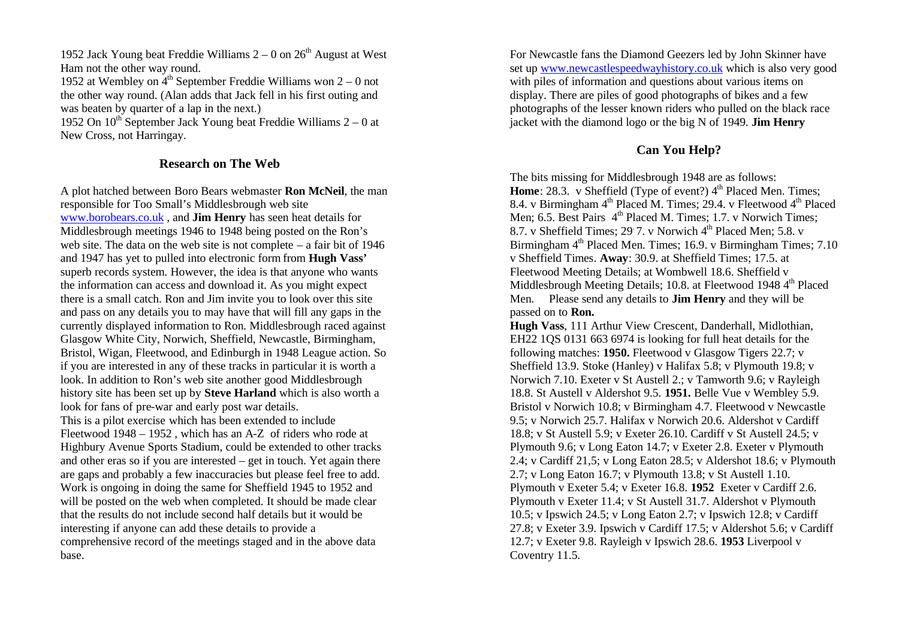1952 Jack Young beat Freddie Williams 2 – 0 on 26th August at West Ham not the other way round.

1952 at Wembley on 4th September Freddie Williams won 2 – 0 not the other way round. (Alan adds that Jack fell in his first outing and was beaten by quarter of a lap in the next.)

1952 On 10th September Jack Young beat Freddie Williams 2 – 0 at New Cross, not Harringay.

## Research on The Web

A plot hatched between Boro Bears webmaster **Ron McNeil**, the man responsible for Too Small's Middlesbrough web site www.borobears.co.uk , and **Jim Henry** has seen heat details for Middlesbrough meetings 1946 to 1948 being posted on the Ron's web site. The data on the web site is not complete – a fair bit of 1946 and 1947 has yet to pulled into electronic form from **Hugh Vass'** superb records system. However, the idea is that anyone who wants the information can access and download it. As you might expect there is a small catch. Ron and Jim invite you to look over this site and pass on any details you to may have that will fill any gaps in the currently displayed information to Ron. Middlesbrough raced against Glasgow White City, Norwich, Sheffield, Newcastle, Birmingham, Bristol, Wigan, Fleetwood, and Edinburgh in 1948 League action. So if you are interested in any of these tracks in particular it is worth a look. In addition to Ron's web site another good Middlesbrough history site has been set up by **Steve Harland** which is also worth a look for fans of pre-war and early post war details.

This is a pilot exercise which has been extended to include Fleetwood 1948 – 1952 , which has an A-Z of riders who rode at Highbury Avenue Sports Stadium, could be extended to other tracks and other eras so if you are interested – get in touch. Yet again there are gaps and probably a few inaccuracies but please feel free to add. Work is ongoing in doing the same for Sheffield 1945 to 1952 and will be posted on the web when completed. It should be made clear that the results do not include second half details but it would be interesting if anyone can add these details to provide a comprehensive record of the meetings staged and in the above data base.

For Newcastle fans the Diamond Geezers led by John Skinner have set up www.newcastlespeedwayhistory.co.uk which is also very good with piles of information and questions about various items on display. There are piles of good photographs of bikes and a few photographs of the lesser known riders who pulled on the black race jacket with the diamond logo or the big N of 1949. **Jim Henry**

## Can You Help?

The bits missing for Middlesbrough 1948 are as follows:
**Home**: 28.3. v Sheffield (Type of event?) 4th Placed Men. Times; 8.4. v Birmingham 4th Placed M. Times; 29.4. v Fleetwood 4th Placed Men; 6.5. Best Pairs 4th Placed M. Times; 1.7. v Norwich Times; 8.7. v Sheffield Times; 29. 7. v Norwich 4th Placed Men; 5.8. v Birmingham 4th Placed Men. Times; 16.9. v Birmingham Times; 7.10 v Sheffield Times. **Away**: 30.9. at Sheffield Times; 17.5. at Fleetwood Meeting Details; at Wombwell 18.6. Sheffield v Middlesbrough Meeting Details; 10.8. at Fleetwood 1948 4th Placed Men. Please send any details to **Jim Henry** and they will be passed on to **Ron.**

**Hugh Vass**, 111 Arthur View Crescent, Danderhall, Midlothian, EH22 1QS 0131 663 6974 is looking for full heat details for the following matches: **1950.** Fleetwood v Glasgow Tigers 22.7; v Sheffield 13.9. Stoke (Hanley) v Halifax 5.8; v Plymouth 19.8; v Norwich 7.10. Exeter v St Austell 2.; v Tamworth 9.6; v Rayleigh 18.8. St Austell v Aldershot 9.5. **1951.** Belle Vue v Wembley 5.9. Bristol v Norwich 10.8; v Birmingham 4.7. Fleetwood v Newcastle 9.5; v Norwich 25.7. Halifax v Norwich 20.6. Aldershot v Cardiff 18.8; v St Austell 5.9; v Exeter 26.10. Cardiff v St Austell 24.5; v Plymouth 9.6; v Long Eaton 14.7; v Exeter 2.8. Exeter v Plymouth 2.4; v Cardiff 21,5; v Long Eaton 28.5; v Aldershot 18.6; v Plymouth 2.7; v Long Eaton 16.7; v Plymouth 13.8; v St Austell 1.10. Plymouth v Exeter 5.4; v Exeter 16.8. **1952** Exeter v Cardiff 2.6. Plymouth v Exeter 11.4; v St Austell 31.7. Aldershot v Plymouth 10.5; v Ipswich 24.5; v Long Eaton 2.7; v Ipswich 12.8; v Cardiff 27.8; v Exeter 3.9. Ipswich v Cardiff 17.5; v Aldershot 5.6; v Cardiff 12.7; v Exeter 9.8. Rayleigh v Ipswich 28.6. **1953** Liverpool v Coventry 11.5.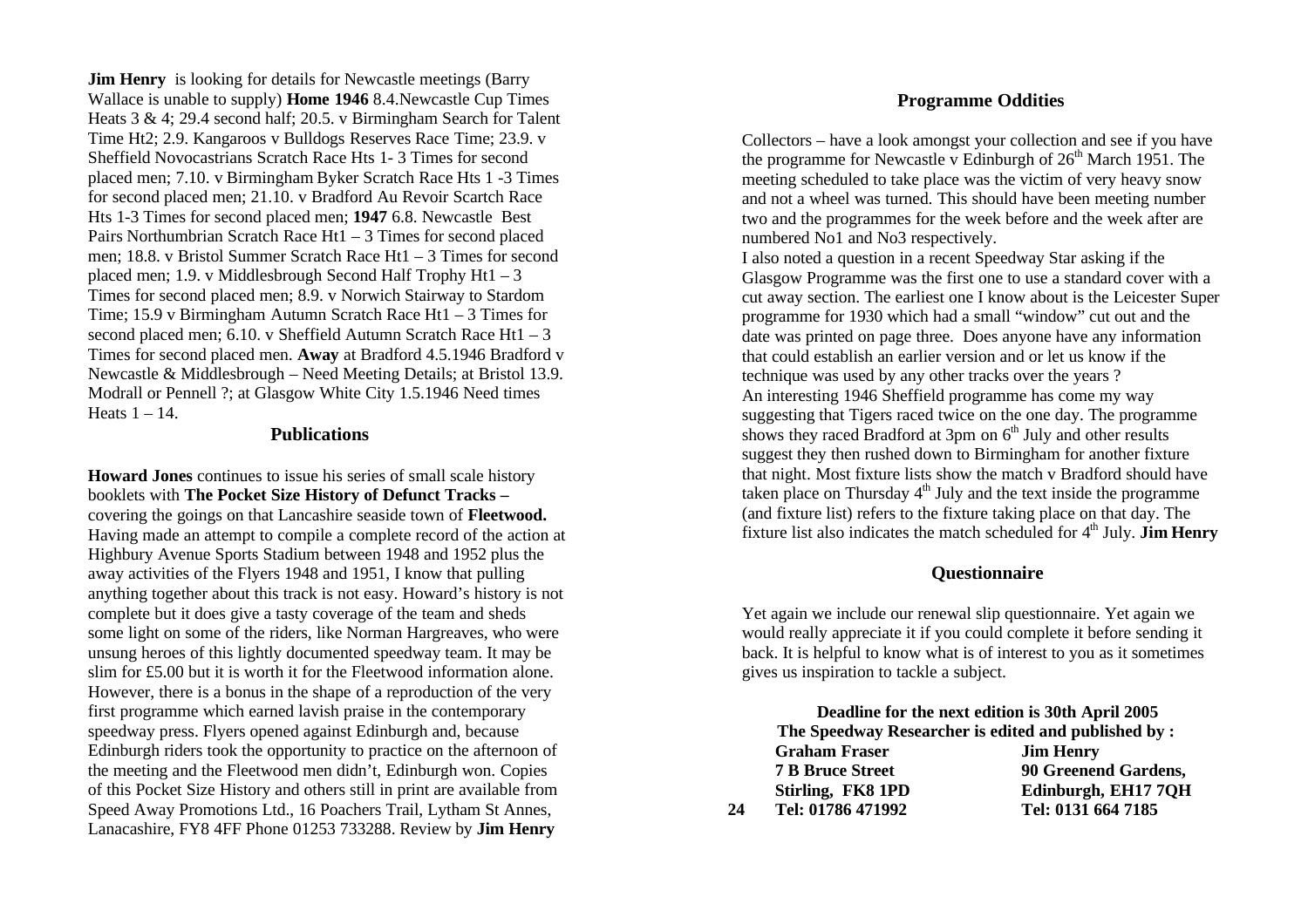**Jim Henry** is looking for details for Newcastle meetings (Barry Wallace is unable to supply) **Home 1946** 8.4.Newcastle Cup Times Heats 3 & 4; 29.4 second half; 20.5. v Birmingham Search for Talent Time Ht2; 2.9. Kangaroos v Bulldogs Reserves Race Time; 23.9. v Sheffield Novocastrians Scratch Race Hts 1- 3 Times for second placed men; 7.10. v Birmingham Byker Scratch Race Hts 1 -3 Times for second placed men; 21.10. v Bradford Au Revoir Scartch Race Hts 1-3 Times for second placed men; **1947** 6.8. Newcastle Best Pairs Northumbrian Scratch Race Ht1 – 3 Times for second placed men; 18.8. v Bristol Summer Scratch Race Ht1 – 3 Times for second placed men; 1.9. v Middlesbrough Second Half Trophy Ht1 – 3 Times for second placed men; 8.9. v Norwich Stairway to Stardom Time; 15.9 v Birmingham Autumn Scratch Race Ht1 – 3 Times for second placed men; 6.10. v Sheffield Autumn Scratch Race Ht1 – 3 Times for second placed men. **Away** at Bradford 4.5.1946 Bradford v Newcastle & Middlesbrough – Need Meeting Details; at Bristol 13.9. Modrall or Pennell ?; at Glasgow White City 1.5.1946 Need times Heats 1 – 14.

## Publications

**Howard Jones** continues to issue his series of small scale history booklets with **The Pocket Size History of Defunct Tracks –** covering the goings on that Lancashire seaside town of **Fleetwood.** Having made an attempt to compile a complete record of the action at Highbury Avenue Sports Stadium between 1948 and 1952 plus the away activities of the Flyers 1948 and 1951, I know that pulling anything together about this track is not easy. Howard's history is not complete but it does give a tasty coverage of the team and sheds some light on some of the riders, like Norman Hargreaves, who were unsung heroes of this lightly documented speedway team. It may be slim for £5.00 but it is worth it for the Fleetwood information alone. However, there is a bonus in the shape of a reproduction of the very first programme which earned lavish praise in the contemporary speedway press. Flyers opened against Edinburgh and, because Edinburgh riders took the opportunity to practice on the afternoon of the meeting and the Fleetwood men didn't, Edinburgh won. Copies of this Pocket Size History and others still in print are available from Speed Away Promotions Ltd., 16 Poachers Trail, Lytham St Annes, Lanacashire, FY8 4FF Phone 01253 733288. Review by **Jim Henry**

## Programme Oddities

Collectors – have a look amongst your collection and see if you have the programme for Newcastle v Edinburgh of 26th March 1951. The meeting scheduled to take place was the victim of very heavy snow and not a wheel was turned. This should have been meeting number two and the programmes for the week before and the week after are numbered No1 and No3 respectively.

I also noted a question in a recent Speedway Star asking if the Glasgow Programme was the first one to use a standard cover with a cut away section. The earliest one I know about is the Leicester Super programme for 1930 which had a small "window" cut out and the date was printed on page three. Does anyone have any information that could establish an earlier version and or let us know if the technique was used by any other tracks over the years ?

An interesting 1946 Sheffield programme has come my way suggesting that Tigers raced twice on the one day. The programme shows they raced Bradford at 3pm on 6th July and other results suggest they then rushed down to Birmingham for another fixture that night. Most fixture lists show the match v Bradford should have taken place on Thursday 4th July and the text inside the programme (and fixture list) refers to the fixture taking place on that day. The fixture list also indicates the match scheduled for 4th July. **Jim Henry**

## Questionnaire

Yet again we include our renewal slip questionnaire. Yet again we would really appreciate it if you could complete it before sending it back. It is helpful to know what is of interest to you as it sometimes gives us inspiration to tackle a subject.

**Deadline for the next edition is 30th April 2005**

**The Speedway Researcher is edited and published by :**

| **Graham Fraser** | **Jim Henry** |
|---|---|
| **7 B Bruce Street** | **90 Greenend Gardens,** |
| **Stirling, FK8 1PD** | **Edinburgh, EH17 7QH** |
| **Tel: 01786 471992** | **Tel: 0131 664 7185** |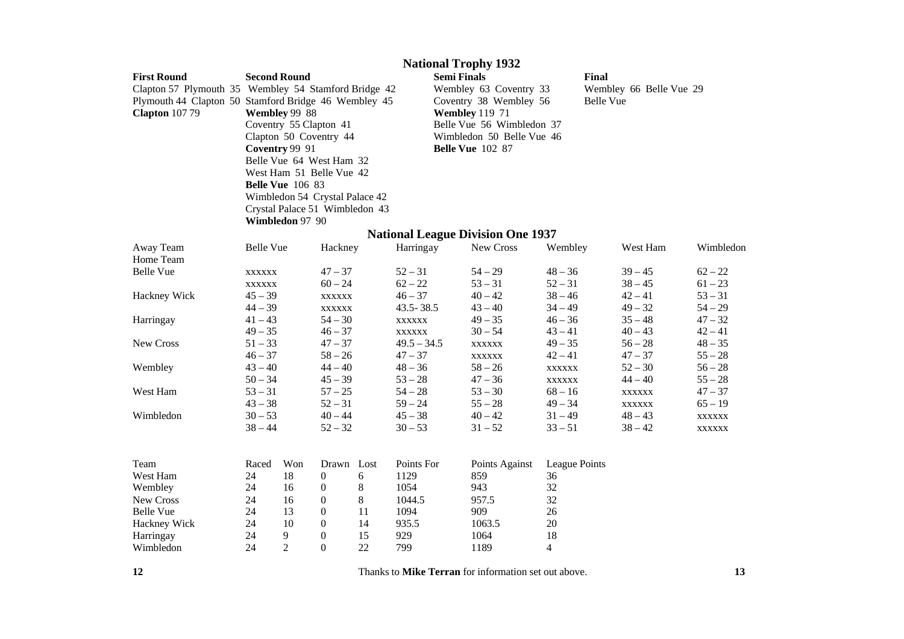# National Trophy 1932

| First Round | Second Round | Semi Finals | Final |
|---|---|---|---|
| Clapton 57 Plymouth 35 | Wembley 54 Stamford Bridge 42 | Wembley 63 Coventry 33 | Wembley 66 Belle Vue 29 |
| Plymouth 44 Clapton 50 | Stamford Bridge 46 Wembley 45 | Coventry 38 Wembley 56 | Belle Vue |
| **Clapton** 107 79 | **Wembley** 99 88 | **Wembley** 119 71 | |
| | Coventry 55 Clapton 41 | Belle Vue 56 Wimbledon 37 | |
| | Clapton 50 Coventry 44 | Wimbledon 50 Belle Vue 46 | |
| | **Coventry** 99 91 | **Belle Vue** 102 87 | |
| | Belle Vue 64 West Ham 32 | | |
| | West Ham 51 Belle Vue 42 | | |
| | **Belle Vue** 106 83 | | |
| | Wimbledon 54 Crystal Palace 42 | | |
| | Crystal Palace 51 Wimbledon 43 | | |
| | **Wimbledon** 97 90 | | |

## National League Division One 1937

| Away Team / Home Team | Belle Vue | Hackney | Harringay | New Cross | Wembley | West Ham | Wimbledon |
|---|---|---|---|---|---|---|---|
| Belle Vue | xxxxxx | 47 – 37 | 52 – 31 | 54 – 29 | 48 – 36 | 39 – 45 | 62 – 22 |
| | xxxxxx | 60 – 24 | 62 – 22 | 53 – 31 | 52 – 31 | 38 – 45 | 61 – 23 |
| Hackney Wick | 45 – 39 | xxxxxx | 46 – 37 | 40 – 42 | 38 – 46 | 42 – 41 | 53 – 31 |
| | 44 – 39 | xxxxxx | 43.5- 38.5 | 43 – 40 | 34 – 49 | 49 – 32 | 54 – 29 |
| Harringay | 41 – 43 | 54 – 30 | xxxxxx | 49 – 35 | 46 – 36 | 35 – 48 | 47 – 32 |
| | 49 – 35 | 46 – 37 | xxxxxx | 30 – 54 | 43 – 41 | 40 – 43 | 42 – 41 |
| New Cross | 51 – 33 | 47 – 37 | 49.5 – 34.5 | xxxxxx | 49 – 35 | 56 – 28 | 48 – 35 |
| | 46 – 37 | 58 – 26 | 47 – 37 | xxxxxx | 42 – 41 | 47 – 37 | 55 – 28 |
| Wembley | 43 – 40 | 44 – 40 | 48 – 36 | 58 – 26 | xxxxxx | 52 – 30 | 56 – 28 |
| | 50 – 34 | 45 – 39 | 53 – 28 | 47 – 36 | xxxxxx | 44 – 40 | 55 – 28 |
| West Ham | 53 – 31 | 57 – 25 | 54 – 28 | 53 – 30 | 68 – 16 | xxxxxx | 47 – 37 |
| | 43 – 38 | 52 – 31 | 59 – 24 | 55 – 28 | 49 – 34 | xxxxxx | 65 – 19 |
| Wimbledon | 30 – 53 | 40 – 44 | 45 – 38 | 40 – 42 | 31 – 49 | 48 – 43 | xxxxxx |
| | 38 – 44 | 52 – 32 | 30 – 53 | 31 – 52 | 33 – 51 | 38 – 42 | xxxxxx |

| Team | Raced | Won | Drawn | Lost | Points For | Points Against | League Points |
|---|---|---|---|---|---|---|---|
| West Ham | 24 | 18 | 0 | 6 | 1129 | 859 | 36 |
| Wembley | 24 | 16 | 0 | 8 | 1054 | 943 | 32 |
| New Cross | 24 | 16 | 0 | 8 | 1044.5 | 957.5 | 32 |
| Belle Vue | 24 | 13 | 0 | 11 | 1094 | 909 | 26 |
| Hackney Wick | 24 | 10 | 0 | 14 | 935.5 | 1063.5 | 20 |
| Harringay | 24 | 9 | 0 | 15 | 929 | 1064 | 18 |
| Wimbledon | 24 | 2 | 0 | 22 | 799 | 1189 | 4 |

Thanks to **Mike Terran** for information set out above.